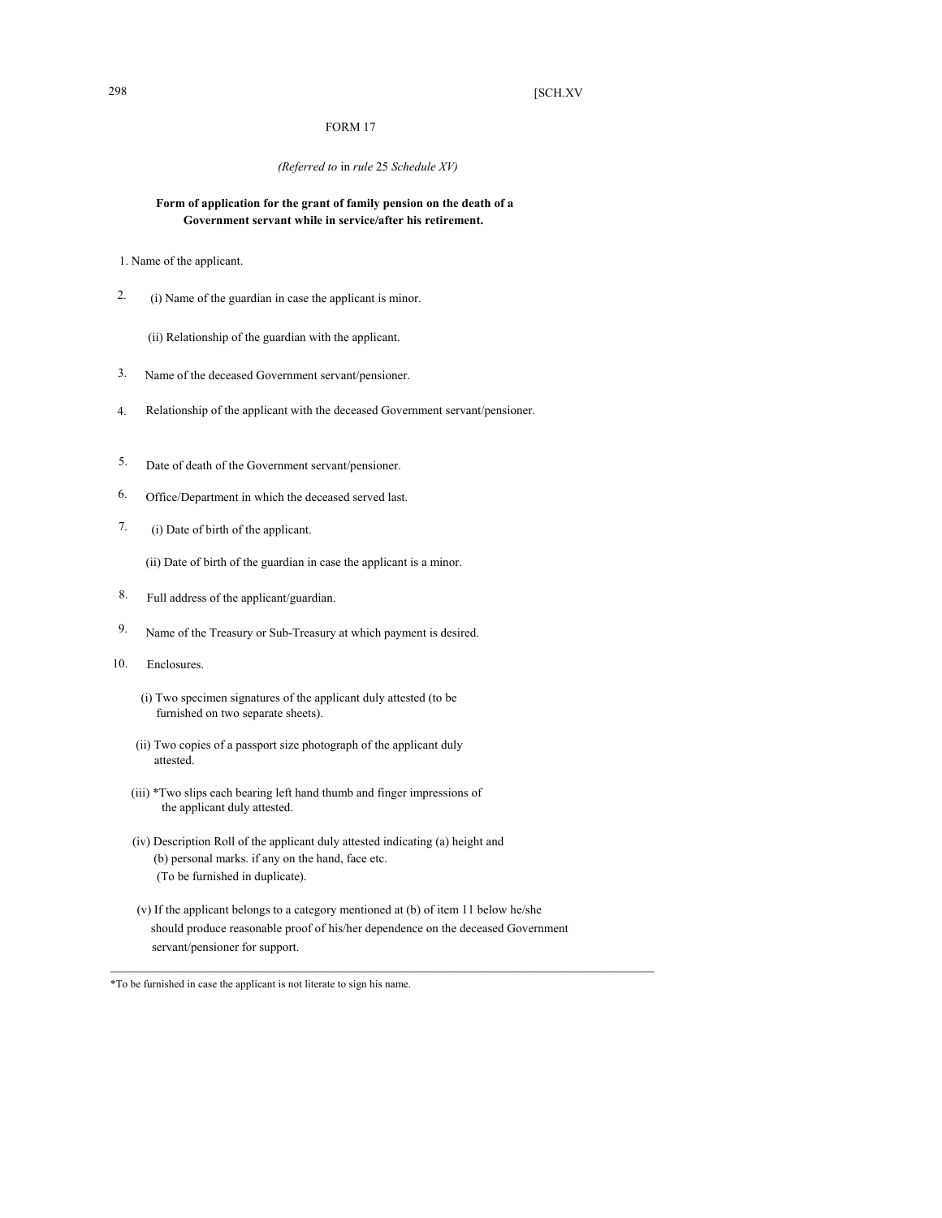# FORM 17

*(Referred to* in *rule* 25 *Schedule XV)*

**Form of application for the grant of family pension on the death of a Government servant while in service/after his retirement.**

1. Name of the applicant.

2. (i) Name of the guardian in case the applicant is minor.

   (ii) Relationship of the guardian with the applicant.

3. Name of the deceased Government servant/pensioner.

4. Relationship of the applicant with the deceased Government servant/pensioner.

5. Date of death of the Government servant/pensioner.

6. Office/Department in which the deceased served last.

7. (i) Date of birth of the applicant.

   (ii) Date of birth of the guardian in case the applicant is a minor.

8. Full address of the applicant/guardian.

9. Name of the Treasury or Sub-Treasury at which payment is desired.

10. Enclosures.

    (i) Two specimen signatures of the applicant duly attested (to be furnished on two separate sheets).

    (ii) Two copies of a passport size photograph of the applicant duly attested.

    (iii) *Two slips each bearing left hand thumb and finger impressions of the applicant duly attested.

    (iv) Description Roll of the applicant duly attested indicating (a) height and (b) personal marks. if any on the hand, face etc. (To be furnished in duplicate).

    (v) If the applicant belongs to a category mentioned at (b) of item 11 below he/she should produce reasonable proof of his/her dependence on the deceased Government servant/pensioner for support.

---

*To be furnished in case the applicant is not literate to sign his name.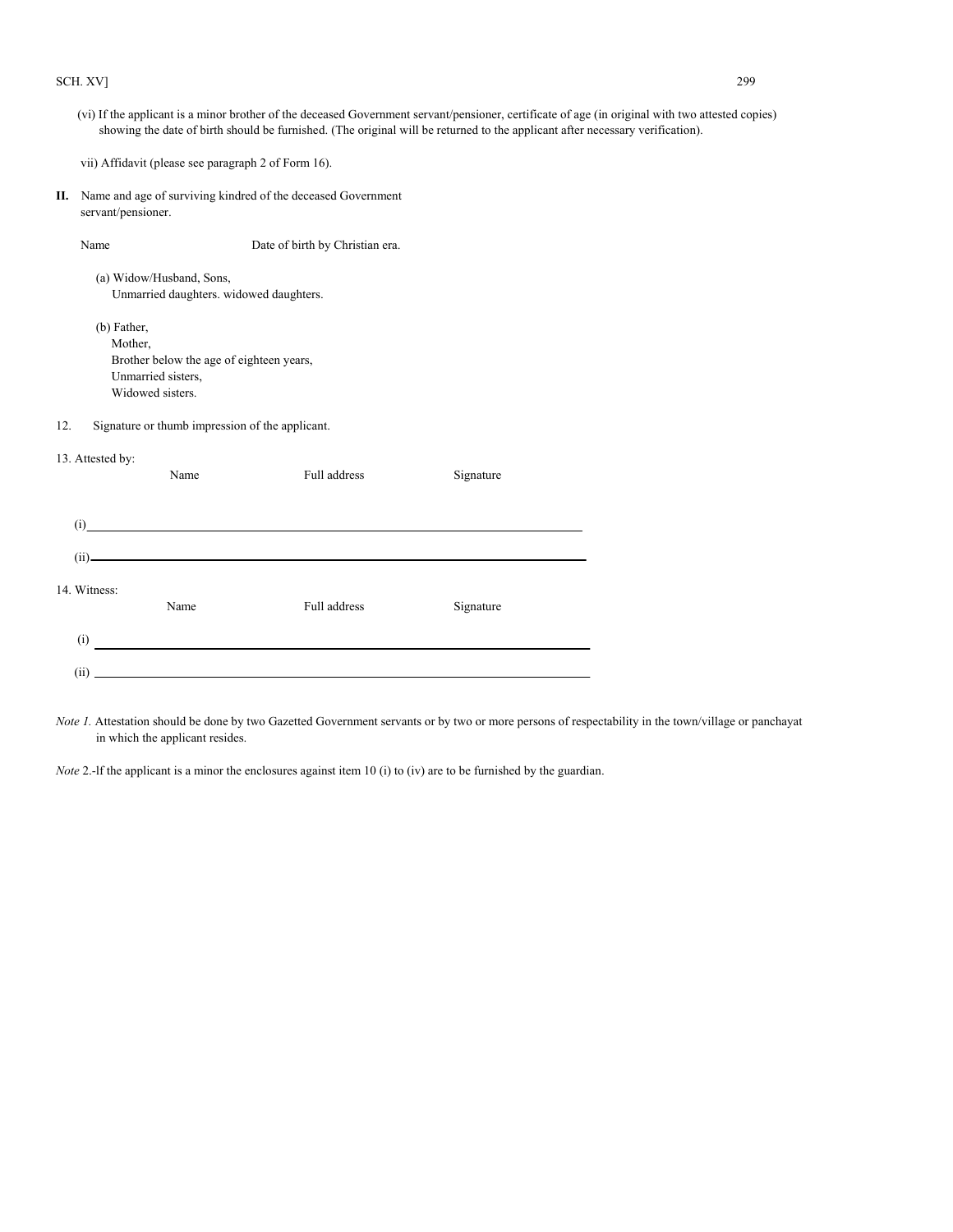(vi) If the applicant is a minor brother of the deceased Government servant/pensioner, certificate of age (in original with two attested copies) showing the date of birth should be furnished. (The original will be returned to the applicant after necessary verification).

vii) Affidavit (please see paragraph 2 of Form 16).

**II.** Name and age of surviving kindred of the deceased Government servant/pensioner.

Name Date of birth by Christian era.

(a) Widow/Husband, Sons,
Unmarried daughters. widowed daughters.

(b) Father,
Mother,
Brother below the age of eighteen years,
Unmarried sisters,
Widowed sisters.

12. Signature or thumb impression of the applicant.

13. Attested by:

| | Name | Full address | Signature |
|---|---|---|---|
| (i) | | | |
| (ii) | | | |

14. Witness:

| | Name | Full address | Signature |
|---|---|---|---|
| (i) | | | |
| (ii) | | | |

*Note 1.* Attestation should be done by two Gazetted Government servants or by two or more persons of respectability in the town/village or panchayat in which the applicant resides.

*Note* 2.-lf the applicant is a minor the enclosures against item 10 (i) to (iv) are to be furnished by the guardian.